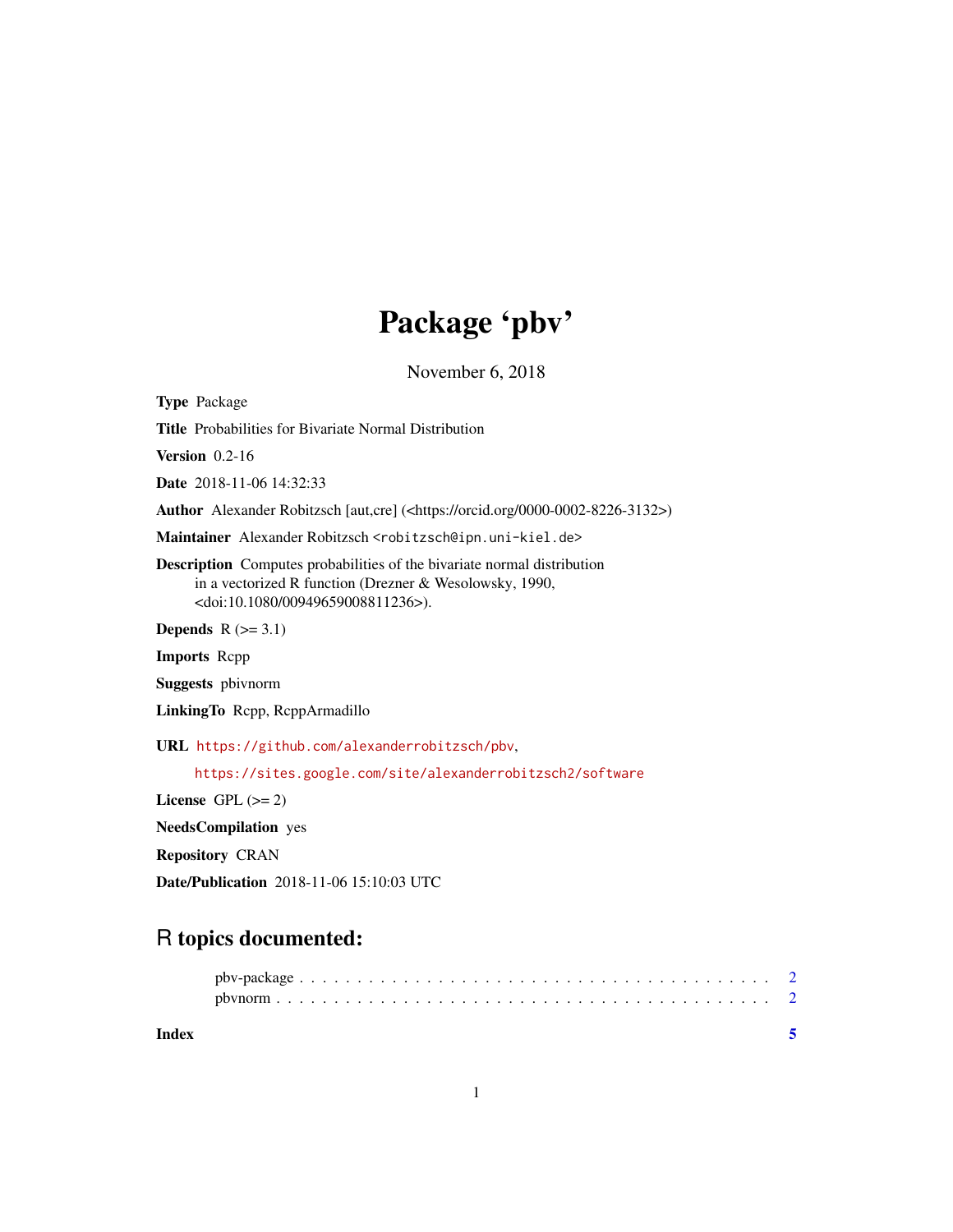# Package 'pbv'

November 6, 2018

**Type** Package

**Title** Probabilities for Bivariate Normal Distribution

**Version** 0.2-16

**Date** 2018-11-06 14:32:33

**Author** Alexander Robitzsch [aut,cre] (<https://orcid.org/0000-0002-8226-3132>)

**Maintainer** Alexander Robitzsch <robitzsch@ipn.uni-kiel.de>

**Description** Computes probabilities of the bivariate normal distribution in a vectorized R function (Drezner & Wesolowsky, 1990, <doi:10.1080/00949659008811236>).

**Depends** R (>= 3.1)

**Imports** Rcpp

**Suggests** pbivnorm

**LinkingTo** Rcpp, RcppArmadillo

**URL** https://github.com/alexanderrobitzsch/pbv,
https://sites.google.com/site/alexanderrobitzsch2/software

**License** GPL (>= 2)

**NeedsCompilation** yes

**Repository** CRAN

**Date/Publication** 2018-11-06 15:10:03 UTC

## R topics documented:

pbv-package . . . . . . . . . . . . . . . . . . . . . . . . . . . . . . . . . . . . . . . 2
pbvnorm . . . . . . . . . . . . . . . . . . . . . . . . . . . . . . . . . . . . . . . . . 2

**Index** 5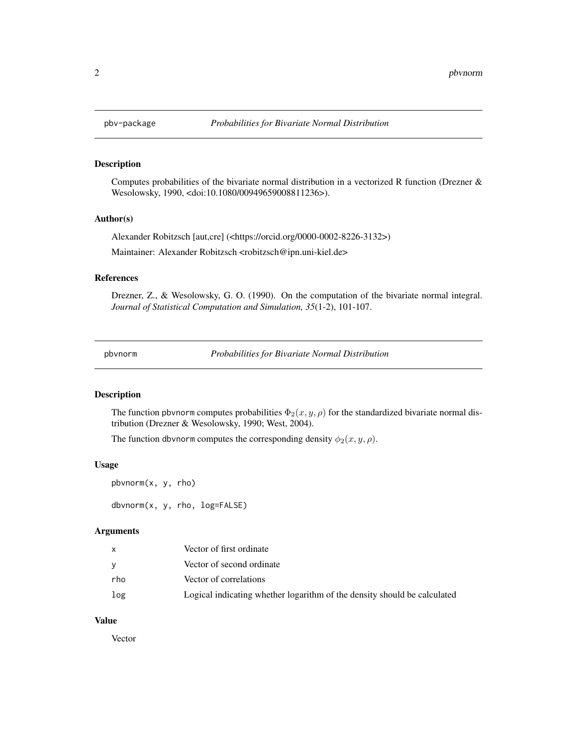## pbv-package *Probabilities for Bivariate Normal Distribution*

### Description

Computes probabilities of the bivariate normal distribution in a vectorized R function (Drezner & Wesolowsky, 1990, <doi:10.1080/00949659008811236>).

### Author(s)

Alexander Robitzsch [aut,cre] (<https://orcid.org/0000-0002-8226-3132>)

Maintainer: Alexander Robitzsch <robitzsch@ipn.uni-kiel.de>

### References

Drezner, Z., & Wesolowsky, G. O. (1990). On the computation of the bivariate normal integral. *Journal of Statistical Computation and Simulation, 35*(1-2), 101-107.

## pbvnorm *Probabilities for Bivariate Normal Distribution*

### Description

The function pbvnorm computes probabilities $\Phi_2(x, y, \rho)$ for the standardized bivariate normal distribution (Drezner & Wesolowsky, 1990; West, 2004).

The function dbvnorm computes the corresponding density $\phi_2(x, y, \rho)$.

### Usage

```
pbvnorm(x, y, rho)

dbvnorm(x, y, rho, log=FALSE)
```

### Arguments

| | |
|---|---|
| x | Vector of first ordinate |
| y | Vector of second ordinate |
| rho | Vector of correlations |
| log | Logical indicating whether logarithm of the density should be calculated |

### Value

Vector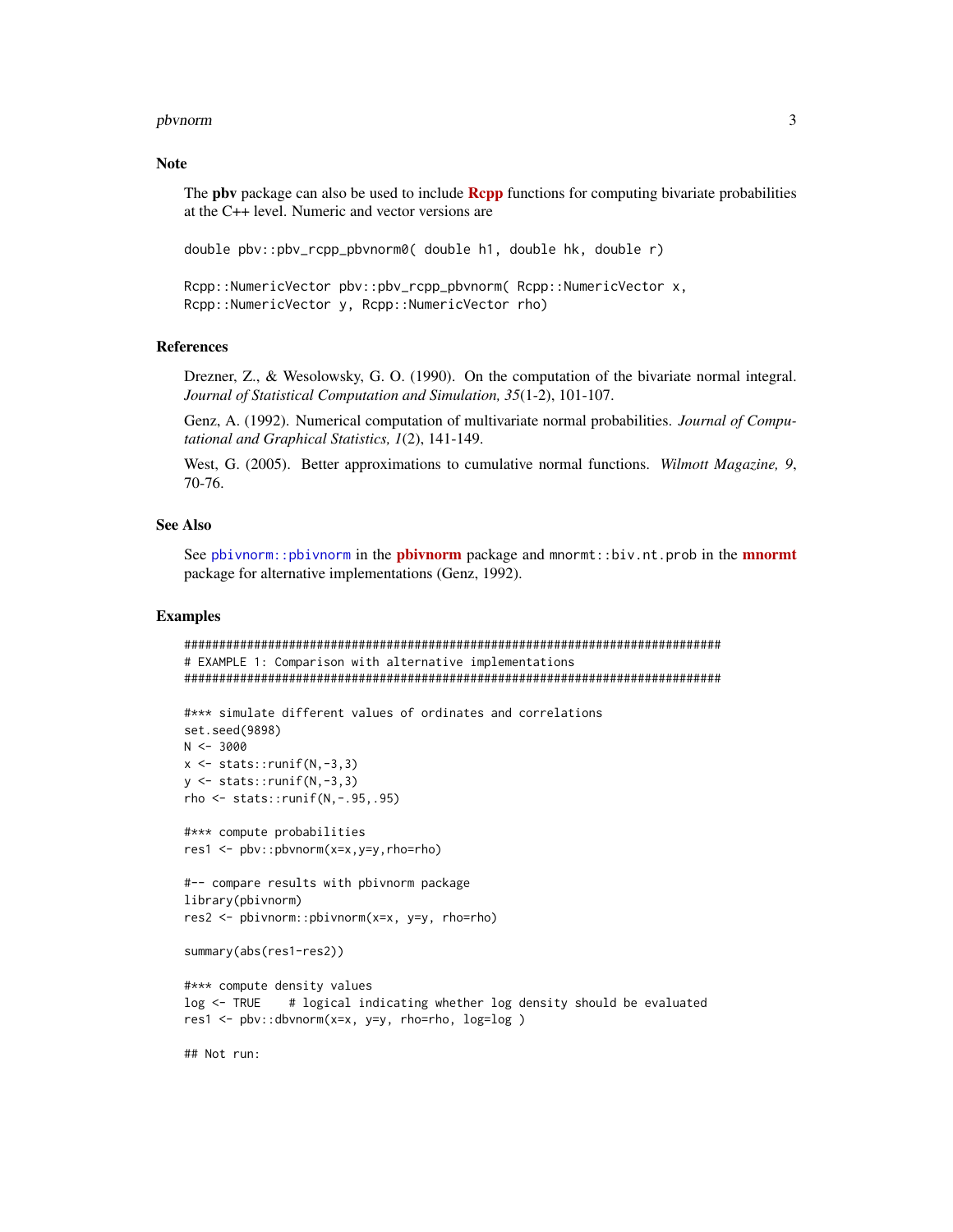### Note

The **pbv** package can also be used to include **Rcpp** functions for computing bivariate probabilities at the C++ level. Numeric and vector versions are

```
double pbv::pbv_rcpp_pbvnorm0( double h1, double hk, double r)

Rcpp::NumericVector pbv::pbv_rcpp_pbvnorm( Rcpp::NumericVector x,
Rcpp::NumericVector y, Rcpp::NumericVector rho)
```

### References

Drezner, Z., & Wesolowsky, G. O. (1990). On the computation of the bivariate normal integral. *Journal of Statistical Computation and Simulation, 35*(1-2), 101-107.

Genz, A. (1992). Numerical computation of multivariate normal probabilities. *Journal of Computational and Graphical Statistics, 1*(2), 141-149.

West, G. (2005). Better approximations to cumulative normal functions. *Wilmott Magazine, 9*, 70-76.

### See Also

See `pbivnorm::pbivnorm` in the **pbivnorm** package and `mnormt::biv.nt.prob` in the **mnormt** package for alternative implementations (Genz, 1992).

### Examples

```
#############################################################################
# EXAMPLE 1: Comparison with alternative implementations
#############################################################################

#*** simulate different values of ordinates and correlations
set.seed(9898)
N <- 3000
x <- stats::runif(N,-3,3)
y <- stats::runif(N,-3,3)
rho <- stats::runif(N,-.95,.95)

#*** compute probabilities
res1 <- pbv::pbvnorm(x=x,y=y,rho=rho)

#-- compare results with pbivnorm package
library(pbivnorm)
res2 <- pbivnorm::pbivnorm(x=x, y=y, rho=rho)

summary(abs(res1-res2))

#*** compute density values
log <- TRUE    # logical indicating whether log density should be evaluated
res1 <- pbv::dbvnorm(x=x, y=y, rho=rho, log=log )

## Not run:
```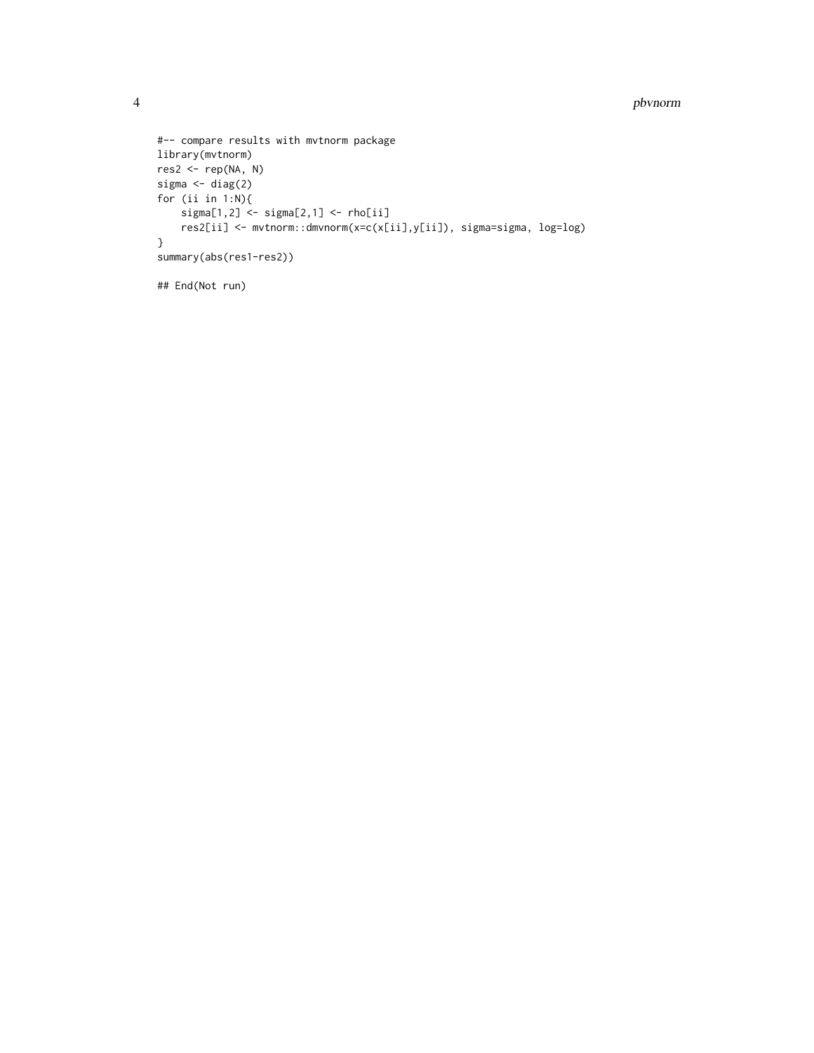```
#-- compare results with mvtnorm package
library(mvtnorm)
res2 <- rep(NA, N)
sigma <- diag(2)
for (ii in 1:N){
    sigma[1,2] <- sigma[2,1] <- rho[ii]
    res2[ii] <- mvtnorm::dmvnorm(x=c(x[ii],y[ii]), sigma=sigma, log=log)
}
summary(abs(res1-res2))

## End(Not run)
```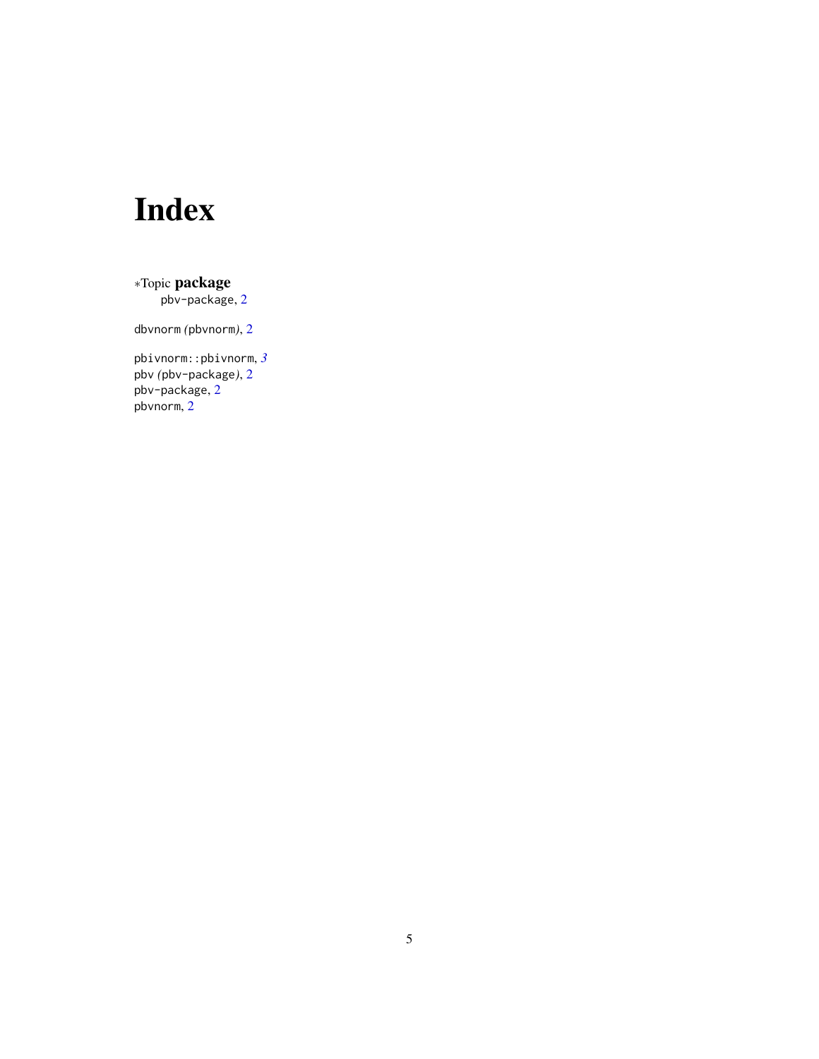# Index

*Topic **package**
  pbv-package, 2

dbvnorm (pbvnorm), 2

pbivnorm::pbivnorm, *3*
pbv (pbv-package), 2
pbv-package, 2
pbvnorm, 2